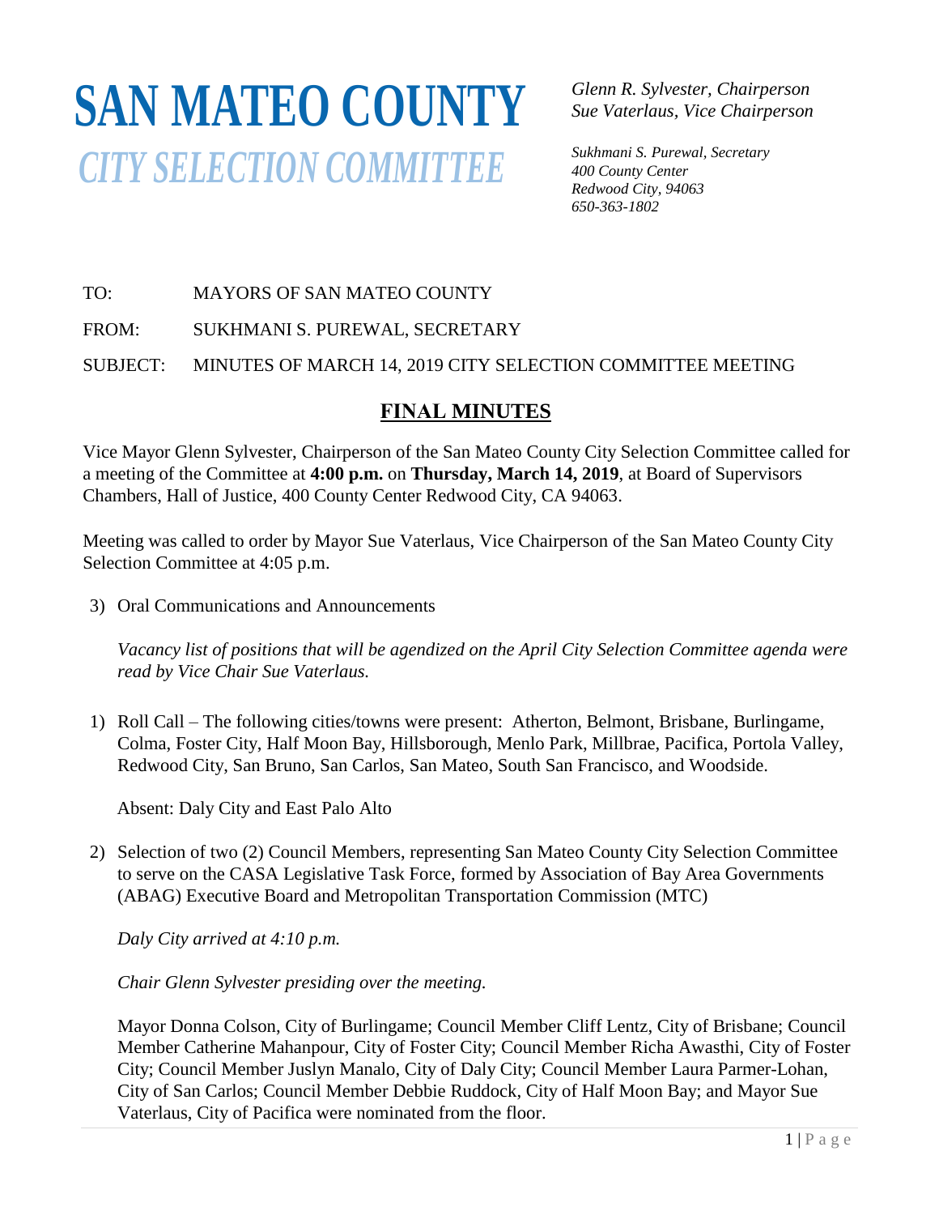# SAN MATEO COUNTY
## *CITY SELECTION COMMITTEE*

*Glenn R. Sylvester, Chairperson*
*Sue Vaterlaus, Vice Chairperson*

*Sukhmani S. Purewal, Secretary*
*400 County Center*
*Redwood City, 94063*
*650-363-1802*

TO: MAYORS OF SAN MATEO COUNTY

FROM: SUKHMANI S. PUREWAL, SECRETARY

SUBJECT: MINUTES OF MARCH 14, 2019 CITY SELECTION COMMITTEE MEETING

## FINAL MINUTES

Vice Mayor Glenn Sylvester, Chairperson of the San Mateo County City Selection Committee called for a meeting of the Committee at **4:00 p.m.** on **Thursday, March 14, 2019**, at Board of Supervisors Chambers, Hall of Justice, 400 County Center Redwood City, CA 94063.

Meeting was called to order by Mayor Sue Vaterlaus, Vice Chairperson of the San Mateo County City Selection Committee at 4:05 p.m.

3) Oral Communications and Announcements

   *Vacancy list of positions that will be agendized on the April City Selection Committee agenda were read by Vice Chair Sue Vaterlaus.*

1) Roll Call – The following cities/towns were present: Atherton, Belmont, Brisbane, Burlingame, Colma, Foster City, Half Moon Bay, Hillsborough, Menlo Park, Millbrae, Pacifica, Portola Valley, Redwood City, San Bruno, San Carlos, San Mateo, South San Francisco, and Woodside.

   Absent: Daly City and East Palo Alto

2) Selection of two (2) Council Members, representing San Mateo County City Selection Committee to serve on the CASA Legislative Task Force, formed by Association of Bay Area Governments (ABAG) Executive Board and Metropolitan Transportation Commission (MTC)

   *Daly City arrived at 4:10 p.m.*

   *Chair Glenn Sylvester presiding over the meeting.*

   Mayor Donna Colson, City of Burlingame; Council Member Cliff Lentz, City of Brisbane; Council Member Catherine Mahanpour, City of Foster City; Council Member Richa Awasthi, City of Foster City; Council Member Juslyn Manalo, City of Daly City; Council Member Laura Parmer-Lohan, City of San Carlos; Council Member Debbie Ruddock, City of Half Moon Bay; and Mayor Sue Vaterlaus, City of Pacifica were nominated from the floor.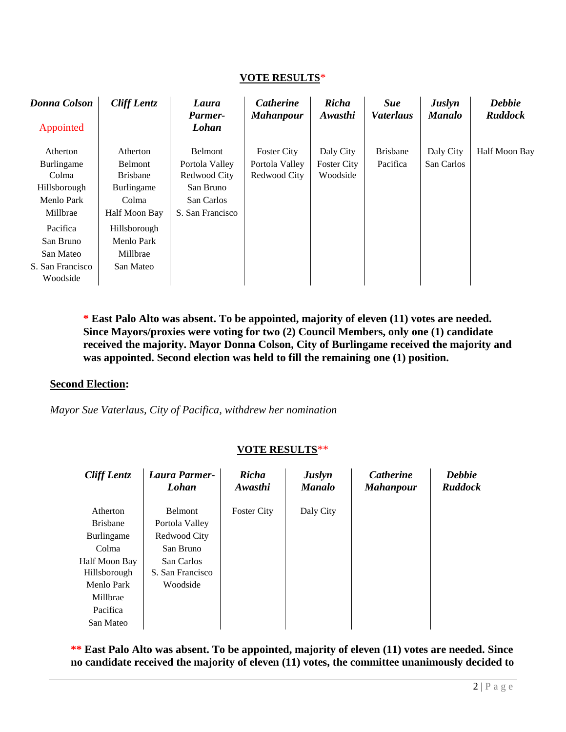## VOTE RESULTS*

| *Donna Colson* Appointed | *Cliff Lentz* | *Laura Parmer-Lohan* | *Catherine Mahanpour* | *Richa Awasthi* | *Sue Vaterlaus* | *Juslyn Manalo* | *Debbie Ruddock* |
|---|---|---|---|---|---|---|---|
| Atherton | Atherton | Belmont | Foster City | Daly City | Brisbane | Daly City | Half Moon Bay |
| Burlingame | Belmont | Portola Valley | Portola Valley | Foster City | Pacifica | San Carlos | |
| Colma | Brisbane | Redwood City | Redwood City | Woodside | | | |
| Hillsborough | Burlingame | San Bruno | | | | | |
| Menlo Park | Colma | San Carlos | | | | | |
| Millbrae | Half Moon Bay | S. San Francisco | | | | | |
| Pacifica | Hillsborough | | | | | | |
| San Bruno | Menlo Park | | | | | | |
| San Mateo | Millbrae | | | | | | |
| S. San Francisco | San Mateo | | | | | | |
| Woodside | | | | | | | |

**\* East Palo Alto was absent. To be appointed, majority of eleven (11) votes are needed. Since Mayors/proxies were voting for two (2) Council Members, only one (1) candidate received the majority. Mayor Donna Colson, City of Burlingame received the majority and was appointed. Second election was held to fill the remaining one (1) position.**

**Second Election:**

*Mayor Sue Vaterlaus, City of Pacifica, withdrew her nomination*

## VOTE RESULTS**

| *Cliff Lentz* | *Laura Parmer-Lohan* | *Richa Awasthi* | *Juslyn Manalo* | *Catherine Mahanpour* | *Debbie Ruddock* |
|---|---|---|---|---|---|
| Atherton | Belmont | Foster City | Daly City | | |
| Brisbane | Portola Valley | | | | |
| Burlingame | Redwood City | | | | |
| Colma | San Bruno | | | | |
| Half Moon Bay | San Carlos | | | | |
| Hillsborough | S. San Francisco | | | | |
| Menlo Park | Woodside | | | | |
| Millbrae | | | | | |
| Pacifica | | | | | |
| San Mateo | | | | | |

**\*\* East Palo Alto was absent. To be appointed, majority of eleven (11) votes are needed. Since no candidate received the majority of eleven (11) votes, the committee unanimously decided to**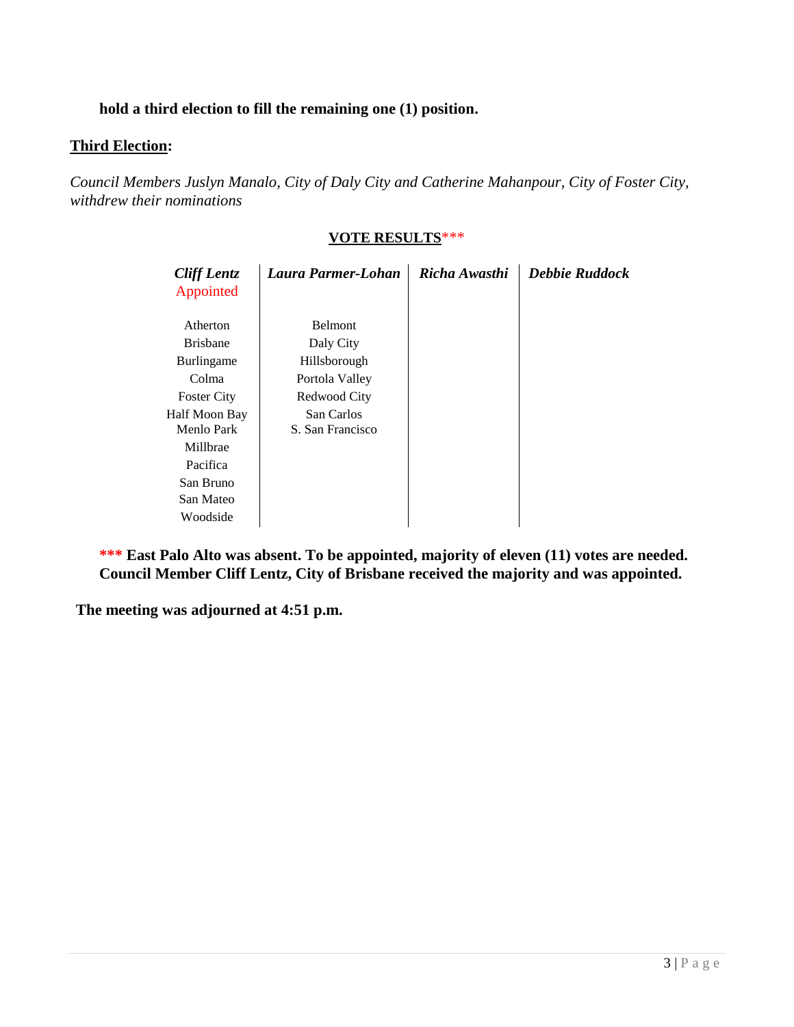**hold a third election to fill the remaining one (1) position.**

**Third Election:**

*Council Members Juslyn Manalo, City of Daly City and Catherine Mahanpour, City of Foster City, withdrew their nominations*

**VOTE RESULTS*****

| ***Cliff Lentz*** Appointed | ***Laura Parmer-Lohan*** | ***Richa Awasthi*** | ***Debbie Ruddock*** |
|---|---|---|---|
| Atherton | Belmont | | |
| Brisbane | Daly City | | |
| Burlingame | Hillsborough | | |
| Colma | Portola Valley | | |
| Foster City | Redwood City | | |
| Half Moon Bay | San Carlos | | |
| Menlo Park | S. San Francisco | | |
| Millbrae | | | |
| Pacifica | | | |
| San Bruno | | | |
| San Mateo | | | |
| Woodside | | | |

***** East Palo Alto was absent. To be appointed, majority of eleven (11) votes are needed. Council Member Cliff Lentz, City of Brisbane received the majority and was appointed.**

**The meeting was adjourned at 4:51 p.m.**